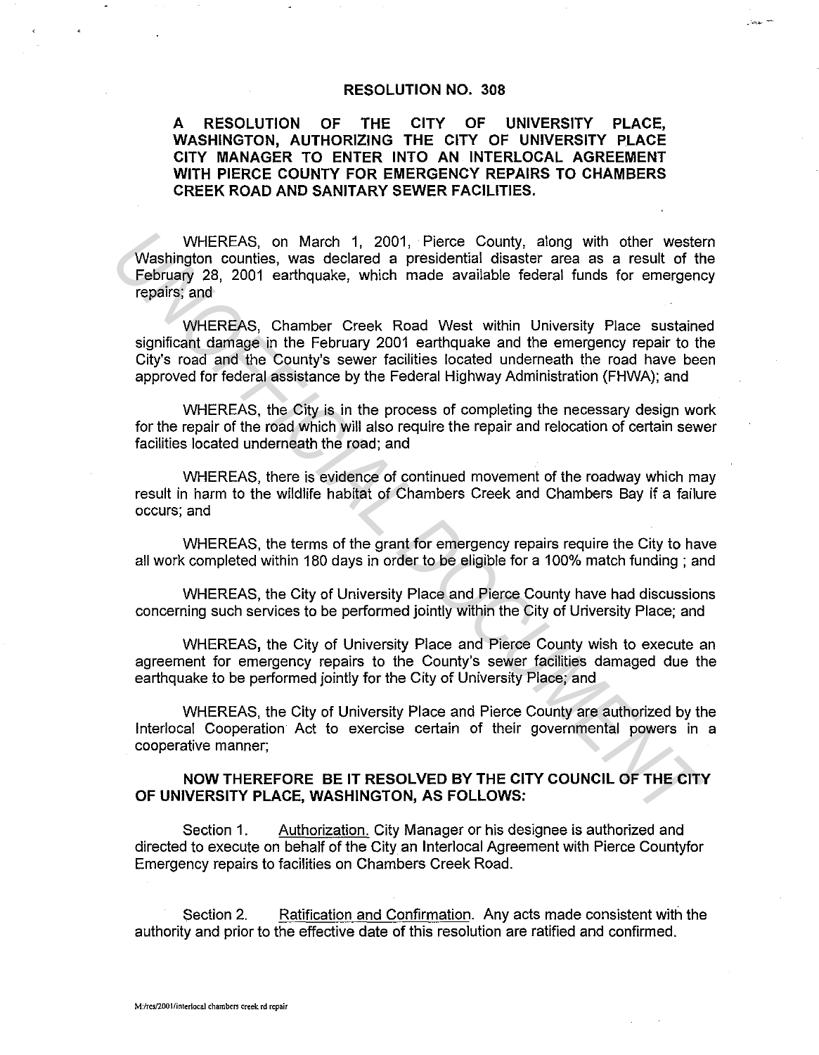# RESOLUTION NO. 308

## A RESOLUTION OF THE CITY OF UNIVERSITY PLACE, WASHINGTON, AUTHORIZING THE CITY OF UNIVERSITY PLACE CITY MANAGER TO ENTER INTO AN INTERLOCAL AGREEMENT WITH PIERCE COUNTY FOR EMERGENCY REPAIRS TO CHAMBERS CREEK ROAD AND SANITARY SEWER FACILITIES.

WHEREAS, on March 1, 2001, Pierce County, along with other western Washington counties, was declared a presidential disaster area as a result of the February 28, 2001 earthquake, which made available federal funds for emergency repairs; and

WHEREAS, Chamber Creek Road West within University Place sustained significant damage in the February 2001 earthquake and the emergency repair to the City's road and the County's sewer facilities located underneath the road have been approved for federal assistance by the Federal Highway Administration (FHWA); and

WHEREAS, the City is in the process of completing the necessary design work for the repair of the road which will also require the repair and relocation of certain sewer facilities located underneath the road; and

WHEREAS, there is evidence of continued movement of the roadway which may result in harm to the wildlife habitat of Chambers Creek and Chambers Bay if a failure occurs; and

WHEREAS, the terms of the grant for emergency repairs require the City to have all work completed within 180 days in order to be eligible for a 100% match funding ; and

WHEREAS, the City of University Place and Pierce County have had discussions concerning such services to be performed jointly within the City of University Place; and

WHEREAS, the City of University Place and Pierce County wish to execute an agreement for emergency repairs to the County's sewer facilities damaged due the earthquake to be performed jointly for the City of University Place; and

WHEREAS, the City of University Place and Pierce County are authorized by the Interlocal Cooperation Act to exercise certain of their governmental powers in a cooperative manner;

**NOW THEREFORE BE IT RESOLVED BY THE CITY COUNCIL OF THE CITY OF UNIVERSITY PLACE, WASHINGTON, AS FOLLOWS:**

Section 1. Authorization. City Manager or his designee is authorized and directed to execute on behalf of the City an Interlocal Agreement with Pierce Countyfor Emergency repairs to facilities on Chambers Creek Road.

Section 2. Ratification and Confirmation. Any acts made consistent with the authority and prior to the effective date of this resolution are ratified and confirmed.

M:/res/2001/interlocal chambers creek rd repair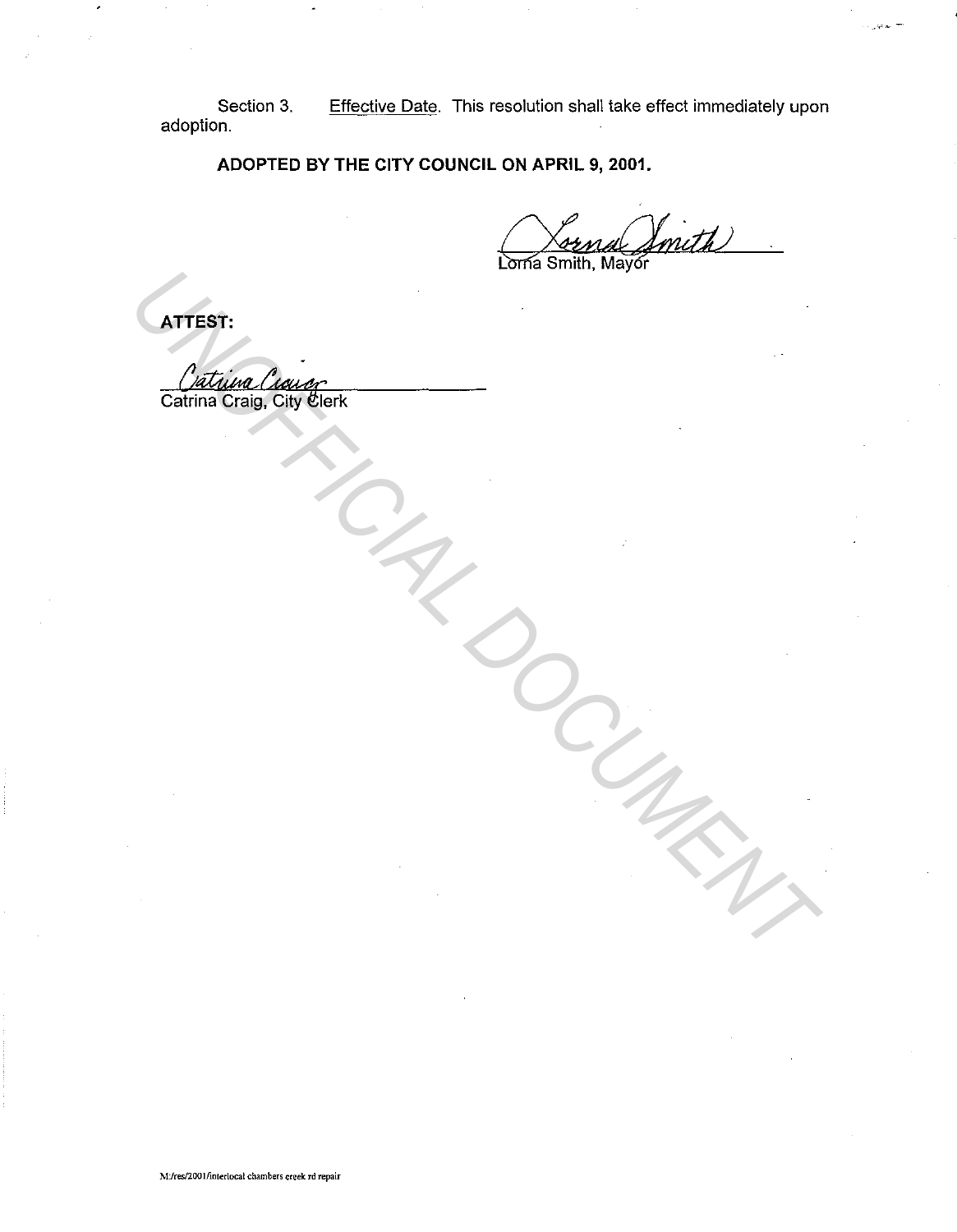Section 3. Effective Date. This resolution shall take effect immediately upon adoption.

**ADOPTED BY THE CITY COUNCIL ON APRIL 9, 2001.**

Lorna Smith

Lorna Smith, Mayor

**ATTEST:**

Catrina Craig

Catrina Craig, City Clerk

UNOFFICIAL DOCUMENT

M:/res/2001/interlocal chambers creek rd repair